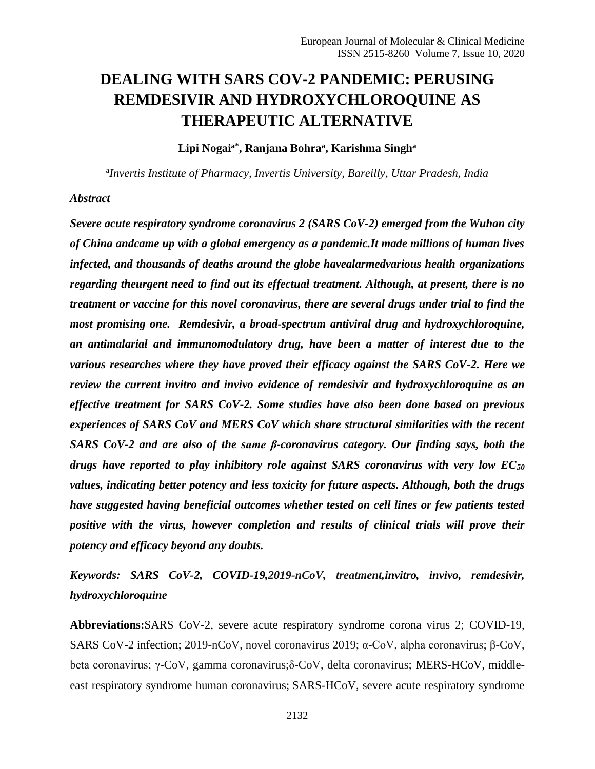# DEALING WITH SARS COV-2 PANDEMIC: PERUSING REMDESIVIR AND HYDROXYCHLOROQUINE AS THERAPEUTIC ALTERNATIVE

**Lipi Nogai[a*], Ranjana Bohra[a], Karishma Singh[a]**

[a]*Invertis Institute of Pharmacy, Invertis University, Bareilly, Uttar Pradesh, India*

***Abstract***

***Severe acute respiratory syndrome coronavirus 2 (SARS CoV-2) emerged from the Wuhan city of China andcame up with a global emergency as a pandemic.It made millions of human lives infected, and thousands of deaths around the globe havealarmedvarious health organizations regarding theurgent need to find out its effectual treatment. Although, at present, there is no treatment or vaccine for this novel coronavirus, there are several drugs under trial to find the most promising one. Remdesivir, a broad-spectrum antiviral drug and hydroxychloroquine, an antimalarial and immunomodulatory drug, have been a matter of interest due to the various researches where they have proved their efficacy against the SARS CoV-2. Here we review the current invitro and invivo evidence of remdesivir and hydroxychloroquine as an effective treatment for SARS CoV-2. Some studies have also been done based on previous experiences of SARS CoV and MERS CoV which share structural similarities with the recent SARS CoV-2 and are also of the same β-coronavirus category. Our finding says, both the drugs have reported to play inhibitory role against SARS coronavirus with very low $EC_{50}$ values, indicating better potency and less toxicity for future aspects. Although, both the drugs have suggested having beneficial outcomes whether tested on cell lines or few patients tested positive with the virus, however completion and results of clinical trials will prove their potency and efficacy beyond any doubts.***

***Keywords: SARS CoV-2, COVID-19,2019-nCoV, treatment,invitro, invivo, remdesivir, hydroxychloroquine***

**Abbreviations:**SARS CoV-2, severe acute respiratory syndrome corona virus 2; COVID-19, SARS CoV-2 infection; 2019-nCoV, novel coronavirus 2019; α-CoV, alpha coronavirus; β-CoV, beta coronavirus; γ-CoV, gamma coronavirus;δ-CoV, delta coronavirus; MERS-HCoV, middle-east respiratory syndrome human coronavirus; SARS-HCoV, severe acute respiratory syndrome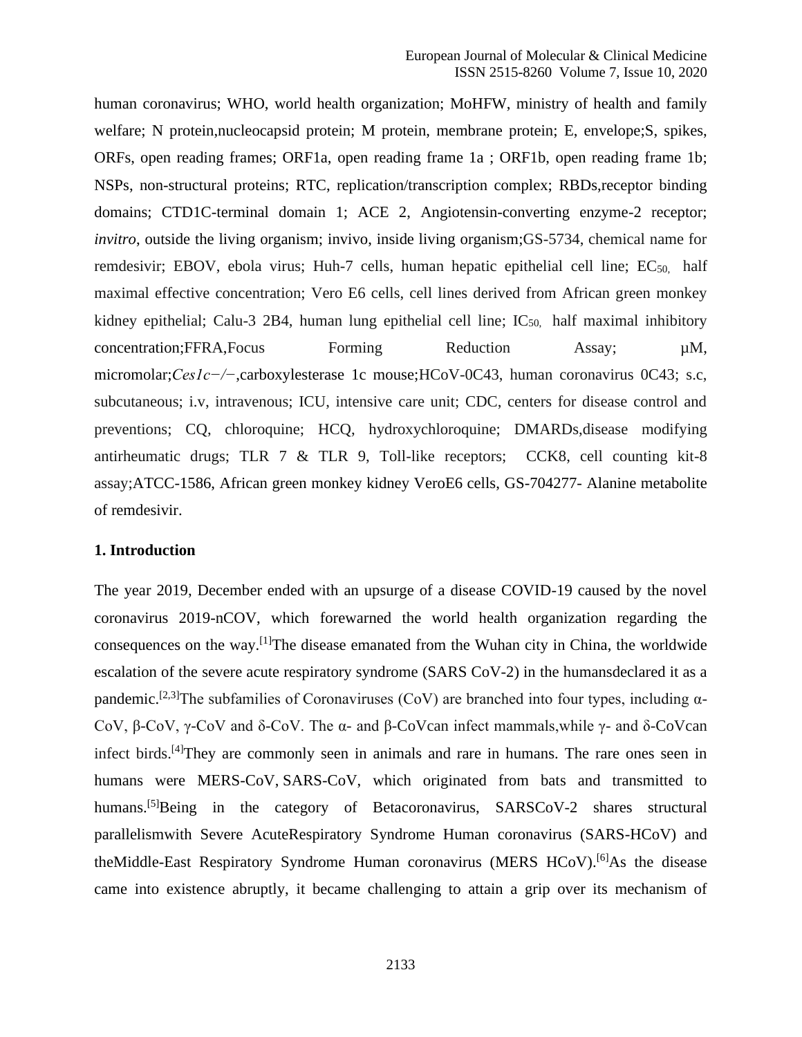human coronavirus; WHO, world health organization; MoHFW, ministry of health and family welfare; N protein,nucleocapsid protein; M protein, membrane protein; E, envelope;S, spikes, ORFs, open reading frames; ORF1a, open reading frame 1a ; ORF1b, open reading frame 1b; NSPs, non-structural proteins; RTC, replication/transcription complex; RBDs,receptor binding domains; CTD1C-terminal domain 1; ACE 2, Angiotensin-converting enzyme-2 receptor; *invitro*, outside the living organism; invivo, inside living organism;GS-5734, chemical name for remdesivir; EBOV, ebola virus; Huh-7 cells, human hepatic epithelial cell line; $EC_{50,}$ half maximal effective concentration; Vero E6 cells, cell lines derived from African green monkey kidney epithelial; Calu-3 2B4, human lung epithelial cell line; $IC_{50,}$ half maximal inhibitory concentration;FFRA,Focus Forming Reduction Assay; µM, micromolar;*Ces1c−/−*,carboxylesterase 1c mouse;HCoV-0C43, human coronavirus 0C43; s.c, subcutaneous; i.v, intravenous; ICU, intensive care unit; CDC, centers for disease control and preventions; CQ, chloroquine; HCQ, hydroxychloroquine; DMARDs,disease modifying antirheumatic drugs; TLR 7 & TLR 9, Toll-like receptors; CCK8, cell counting kit-8 assay;ATCC-1586, African green monkey kidney VeroE6 cells, GS-704277- Alanine metabolite of remdesivir.

## 1. Introduction

The year 2019, December ended with an upsurge of a disease COVID-19 caused by the novel coronavirus 2019-nCOV, which forewarned the world health organization regarding the consequences on the way.[1]The disease emanated from the Wuhan city in China, the worldwide escalation of the severe acute respiratory syndrome (SARS CoV-2) in the humansdeclared it as a pandemic.[2,3]The subfamilies of Coronaviruses (CoV) are branched into four types, including α-CoV, β-CoV, γ-CoV and δ-CoV. The α- and β-CoVcan infect mammals,while γ- and δ-CoVcan infect birds.[4]They are commonly seen in animals and rare in humans. The rare ones seen in humans were MERS-CoV, SARS-CoV, which originated from bats and transmitted to humans.[5]Being in the category of Betacoronavirus, SARSCoV-2 shares structural parallelismwith Severe AcuteRespiratory Syndrome Human coronavirus (SARS-HCoV) and theMiddle-East Respiratory Syndrome Human coronavirus (MERS HCoV).[6]As the disease came into existence abruptly, it became challenging to attain a grip over its mechanism of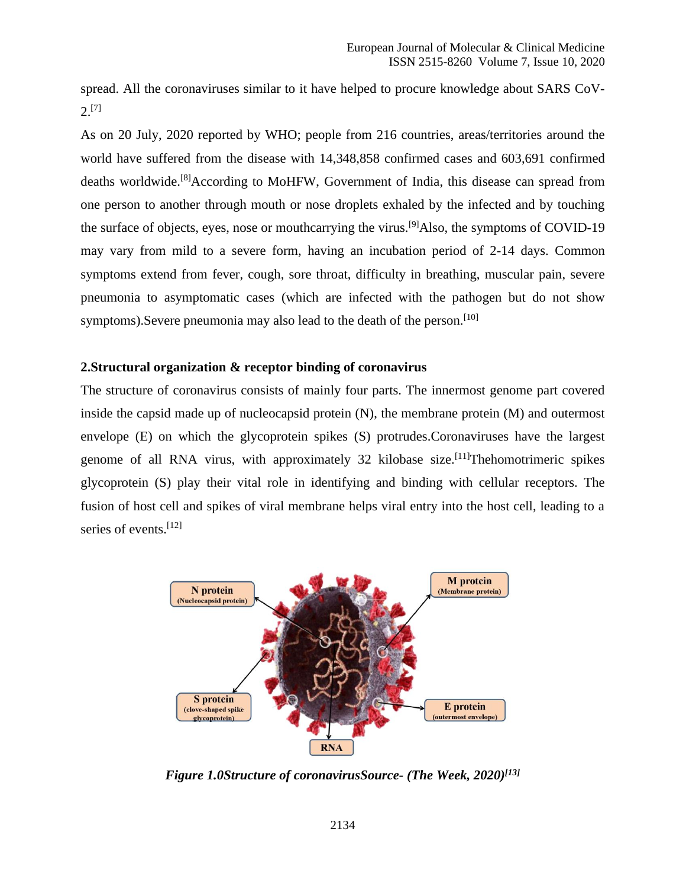spread. All the coronaviruses similar to it have helped to procure knowledge about SARS CoV-2.[7]

As on 20 July, 2020 reported by WHO; people from 216 countries, areas/territories around the world have suffered from the disease with 14,348,858 confirmed cases and 603,691 confirmed deaths worldwide.[8]According to MoHFW, Government of India, this disease can spread from one person to another through mouth or nose droplets exhaled by the infected and by touching the surface of objects, eyes, nose or mouthcarrying the virus.[9]Also, the symptoms of COVID-19 may vary from mild to a severe form, having an incubation period of 2-14 days. Common symptoms extend from fever, cough, sore throat, difficulty in breathing, muscular pain, severe pneumonia to asymptomatic cases (which are infected with the pathogen but do not show symptoms).Severe pneumonia may also lead to the death of the person.[10]

## 2.Structural organization & receptor binding of coronavirus

The structure of coronavirus consists of mainly four parts. The innermost genome part covered inside the capsid made up of nucleocapsid protein (N), the membrane protein (M) and outermost envelope (E) on which the glycoprotein spikes (S) protrudes.Coronaviruses have the largest genome of all RNA virus, with approximately 32 kilobase size.[11]Thehomotrimeric spikes glycoprotein (S) play their vital role in identifying and binding with cellular receptors. The fusion of host cell and spikes of viral membrane helps viral entry into the host cell, leading to a series of events.[12]

N protein (Nucleocapsid protein)

M protein (Membrane protein)

S protein (clove-shaped spike glycoprotein)

E protein (outermost envelope)

RNA

*Figure 1.0Structure of coronavirusSource- (The Week, 2020)[13]*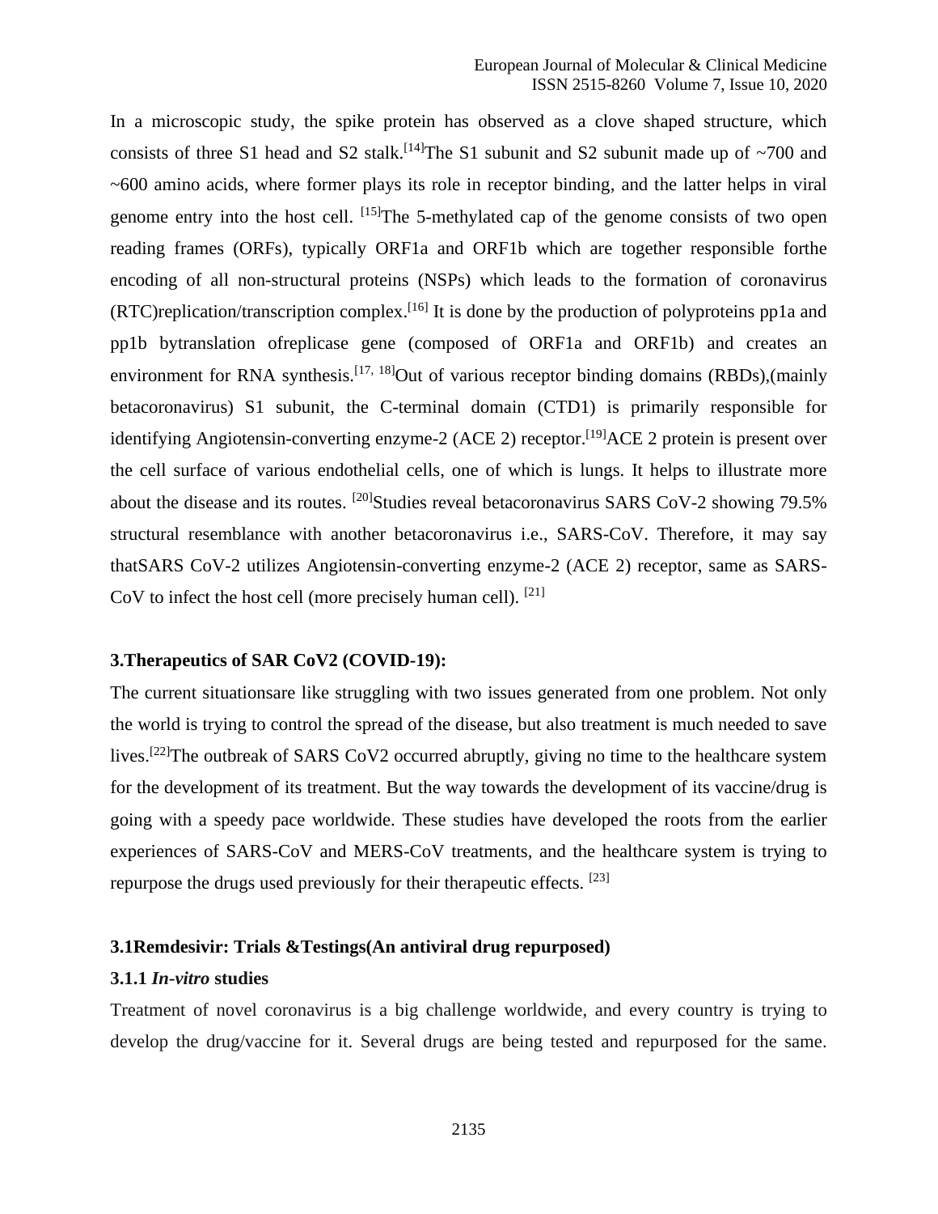In a microscopic study, the spike protein has observed as a clove shaped structure, which consists of three S1 head and S2 stalk.[14]The S1 subunit and S2 subunit made up of ~700 and ~600 amino acids, where former plays its role in receptor binding, and the latter helps in viral genome entry into the host cell. [15]The 5-methylated cap of the genome consists of two open reading frames (ORFs), typically ORF1a and ORF1b which are together responsible forthe encoding of all non-structural proteins (NSPs) which leads to the formation of coronavirus (RTC)replication/transcription complex.[16] It is done by the production of polyproteins pp1a and pp1b bytranslation ofreplicase gene (composed of ORF1a and ORF1b) and creates an environment for RNA synthesis.[17, 18]Out of various receptor binding domains (RBDs),(mainly betacoronavirus) S1 subunit, the C-terminal domain (CTD1) is primarily responsible for identifying Angiotensin-converting enzyme-2 (ACE 2) receptor.[19]ACE 2 protein is present over the cell surface of various endothelial cells, one of which is lungs. It helps to illustrate more about the disease and its routes. [20]Studies reveal betacoronavirus SARS CoV-2 showing 79.5% structural resemblance with another betacoronavirus i.e., SARS-CoV. Therefore, it may say thatSARS CoV-2 utilizes Angiotensin-converting enzyme-2 (ACE 2) receptor, same as SARS-CoV to infect the host cell (more precisely human cell). [21]

## 3.Therapeutics of SAR CoV2 (COVID-19):

The current situationsare like struggling with two issues generated from one problem. Not only the world is trying to control the spread of the disease, but also treatment is much needed to save lives.[22]The outbreak of SARS CoV2 occurred abruptly, giving no time to the healthcare system for the development of its treatment. But the way towards the development of its vaccine/drug is going with a speedy pace worldwide. These studies have developed the roots from the earlier experiences of SARS-CoV and MERS-CoV treatments, and the healthcare system is trying to repurpose the drugs used previously for their therapeutic effects. [23]

### 3.1Remdesivir: Trials &Testings(An antiviral drug repurposed)

#### 3.1.1 *In-vitro* studies

Treatment of novel coronavirus is a big challenge worldwide, and every country is trying to develop the drug/vaccine for it. Several drugs are being tested and repurposed for the same.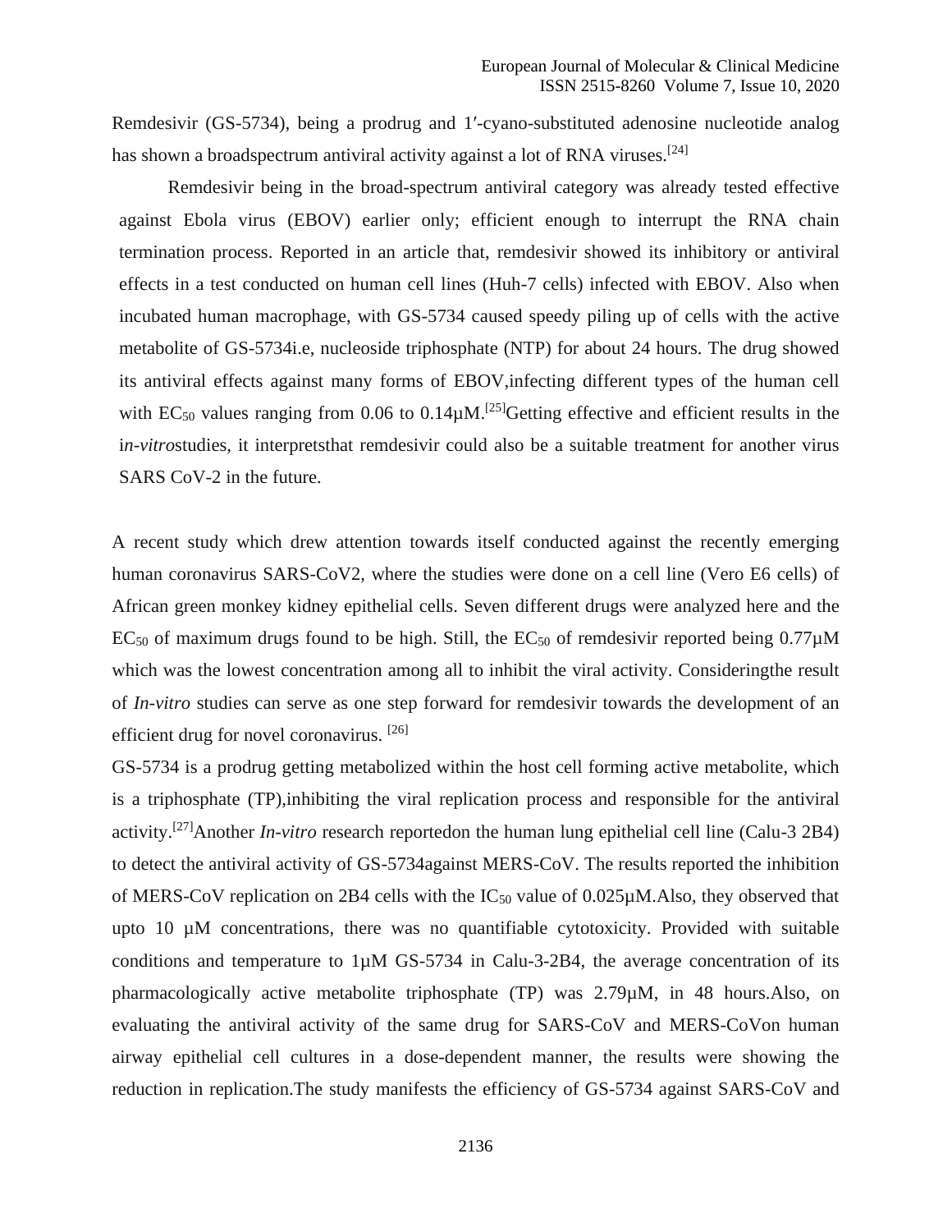Remdesivir (GS-5734), being a prodrug and 1′-cyano-substituted adenosine nucleotide analog has shown a broadspectrum antiviral activity against a lot of RNA viruses.[24]

Remdesivir being in the broad-spectrum antiviral category was already tested effective against Ebola virus (EBOV) earlier only; efficient enough to interrupt the RNA chain termination process. Reported in an article that, remdesivir showed its inhibitory or antiviral effects in a test conducted on human cell lines (Huh-7 cells) infected with EBOV. Also when incubated human macrophage, with GS-5734 caused speedy piling up of cells with the active metabolite of GS-5734i.e, nucleoside triphosphate (NTP) for about 24 hours. The drug showed its antiviral effects against many forms of EBOV,infecting different types of the human cell with $EC_{50}$ values ranging from 0.06 to 0.14µM.[25]Getting effective and efficient results in the i*n-vitro*studies, it interpretsthat remdesivir could also be a suitable treatment for another virus SARS CoV-2 in the future.

A recent study which drew attention towards itself conducted against the recently emerging human coronavirus SARS-CoV2, where the studies were done on a cell line (Vero E6 cells) of African green monkey kidney epithelial cells. Seven different drugs were analyzed here and the $EC_{50}$ of maximum drugs found to be high. Still, the $EC_{50}$ of remdesivir reported being 0.77µM which was the lowest concentration among all to inhibit the viral activity. Consideringthe result of *In-vitro* studies can serve as one step forward for remdesivir towards the development of an efficient drug for novel coronavirus. [26]

GS-5734 is a prodrug getting metabolized within the host cell forming active metabolite, which is a triphosphate (TP),inhibiting the viral replication process and responsible for the antiviral activity.[27]Another *In-vitro* research reportedon the human lung epithelial cell line (Calu-3 2B4) to detect the antiviral activity of GS-5734against MERS-CoV. The results reported the inhibition of MERS-CoV replication on 2B4 cells with the $IC_{50}$ value of 0.025µM.Also, they observed that upto 10 µM concentrations, there was no quantifiable cytotoxicity. Provided with suitable conditions and temperature to 1µM GS-5734 in Calu-3-2B4, the average concentration of its pharmacologically active metabolite triphosphate (TP) was 2.79µM, in 48 hours.Also, on evaluating the antiviral activity of the same drug for SARS-CoV and MERS-CoVon human airway epithelial cell cultures in a dose-dependent manner, the results were showing the reduction in replication.The study manifests the efficiency of GS-5734 against SARS-CoV and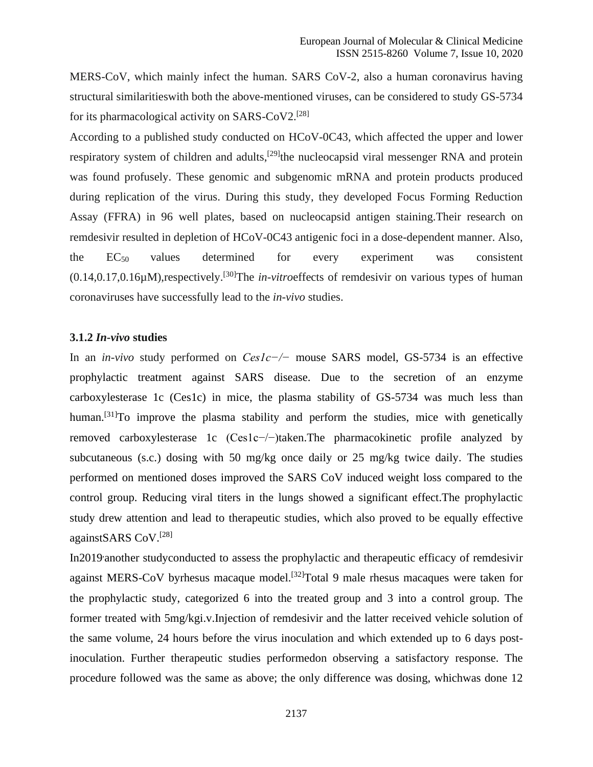MERS-CoV, which mainly infect the human. SARS CoV-2, also a human coronavirus having structural similaritieswith both the above-mentioned viruses, can be considered to study GS-5734 for its pharmacological activity on SARS-CoV2.[28]

According to a published study conducted on HCoV-0C43, which affected the upper and lower respiratory system of children and adults,[29]the nucleocapsid viral messenger RNA and protein was found profusely. These genomic and subgenomic mRNA and protein products produced during replication of the virus. During this study, they developed Focus Forming Reduction Assay (FFRA) in 96 well plates, based on nucleocapsid antigen staining.Their research on remdesivir resulted in depletion of HCoV-0C43 antigenic foci in a dose-dependent manner. Also, the $EC_{50}$ values determined for every experiment was consistent (0.14,0.17,0.16μM),respectively.[30]The *in-vitro*effects of remdesivir on various types of human coronaviruses have successfully lead to the *in-vivo* studies.

### 3.1.2 *In-vivo* studies

In an *in-vivo* study performed on *Ces1c−/−* mouse SARS model, GS-5734 is an effective prophylactic treatment against SARS disease. Due to the secretion of an enzyme carboxylesterase 1c (Ces1c) in mice, the plasma stability of GS-5734 was much less than human.[31]To improve the plasma stability and perform the studies, mice with genetically removed carboxylesterase 1c (Ces1c−/−)taken.The pharmacokinetic profile analyzed by subcutaneous (s.c.) dosing with 50 mg/kg once daily or 25 mg/kg twice daily. The studies performed on mentioned doses improved the SARS CoV induced weight loss compared to the control group. Reducing viral titers in the lungs showed a significant effect.The prophylactic study drew attention and lead to therapeutic studies, which also proved to be equally effective againstSARS CoV.[28]

In2019,another studyconducted to assess the prophylactic and therapeutic efficacy of remdesivir against MERS-CoV byrhesus macaque model.[32]Total 9 male rhesus macaques were taken for the prophylactic study, categorized 6 into the treated group and 3 into a control group. The former treated with 5mg/kgi.v.Injection of remdesivir and the latter received vehicle solution of the same volume, 24 hours before the virus inoculation and which extended up to 6 days post-inoculation. Further therapeutic studies performedon observing a satisfactory response. The procedure followed was the same as above; the only difference was dosing, whichwas done 12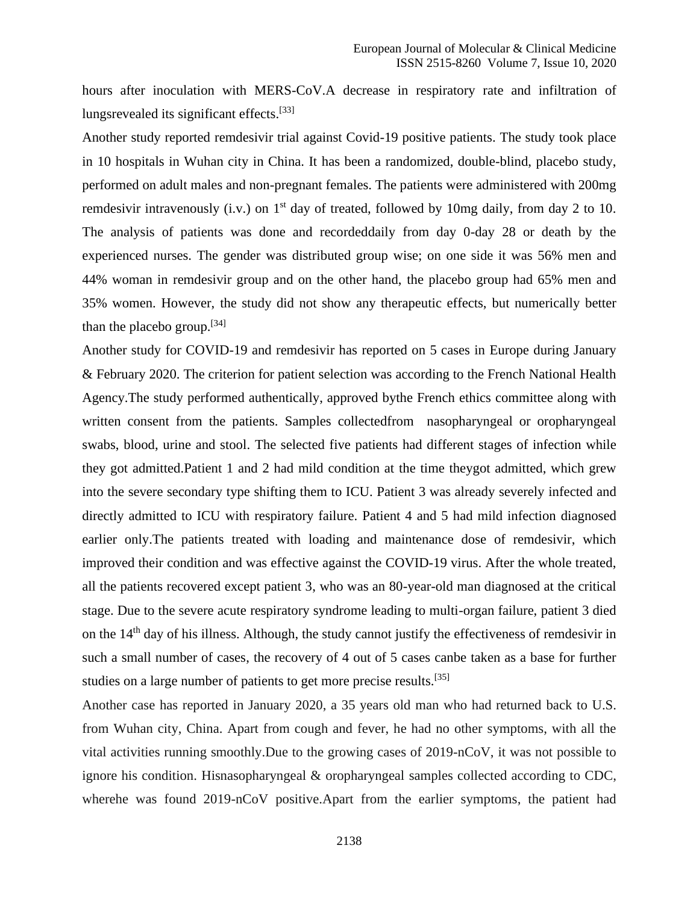hours after inoculation with MERS-CoV.A decrease in respiratory rate and infiltration of lungsrevealed its significant effects.[33]

Another study reported remdesivir trial against Covid-19 positive patients. The study took place in 10 hospitals in Wuhan city in China. It has been a randomized, double-blind, placebo study, performed on adult males and non-pregnant females. The patients were administered with 200mg remdesivir intravenously (i.v.) on 1st day of treated, followed by 10mg daily, from day 2 to 10. The analysis of patients was done and recordeddaily from day 0-day 28 or death by the experienced nurses. The gender was distributed group wise; on one side it was 56% men and 44% woman in remdesivir group and on the other hand, the placebo group had 65% men and 35% women. However, the study did not show any therapeutic effects, but numerically better than the placebo group.[34]

Another study for COVID-19 and remdesivir has reported on 5 cases in Europe during January & February 2020. The criterion for patient selection was according to the French National Health Agency.The study performed authentically, approved bythe French ethics committee along with written consent from the patients. Samples collectedfrom nasopharyngeal or oropharyngeal swabs, blood, urine and stool. The selected five patients had different stages of infection while they got admitted.Patient 1 and 2 had mild condition at the time theygot admitted, which grew into the severe secondary type shifting them to ICU. Patient 3 was already severely infected and directly admitted to ICU with respiratory failure. Patient 4 and 5 had mild infection diagnosed earlier only.The patients treated with loading and maintenance dose of remdesivir, which improved their condition and was effective against the COVID-19 virus. After the whole treated, all the patients recovered except patient 3, who was an 80-year-old man diagnosed at the critical stage. Due to the severe acute respiratory syndrome leading to multi-organ failure, patient 3 died on the 14th day of his illness. Although, the study cannot justify the effectiveness of remdesivir in such a small number of cases, the recovery of 4 out of 5 cases canbe taken as a base for further studies on a large number of patients to get more precise results.[35]

Another case has reported in January 2020, a 35 years old man who had returned back to U.S. from Wuhan city, China. Apart from cough and fever, he had no other symptoms, with all the vital activities running smoothly.Due to the growing cases of 2019-nCoV, it was not possible to ignore his condition. Hisnasopharyngeal & oropharyngeal samples collected according to CDC, wherehe was found 2019-nCoV positive.Apart from the earlier symptoms, the patient had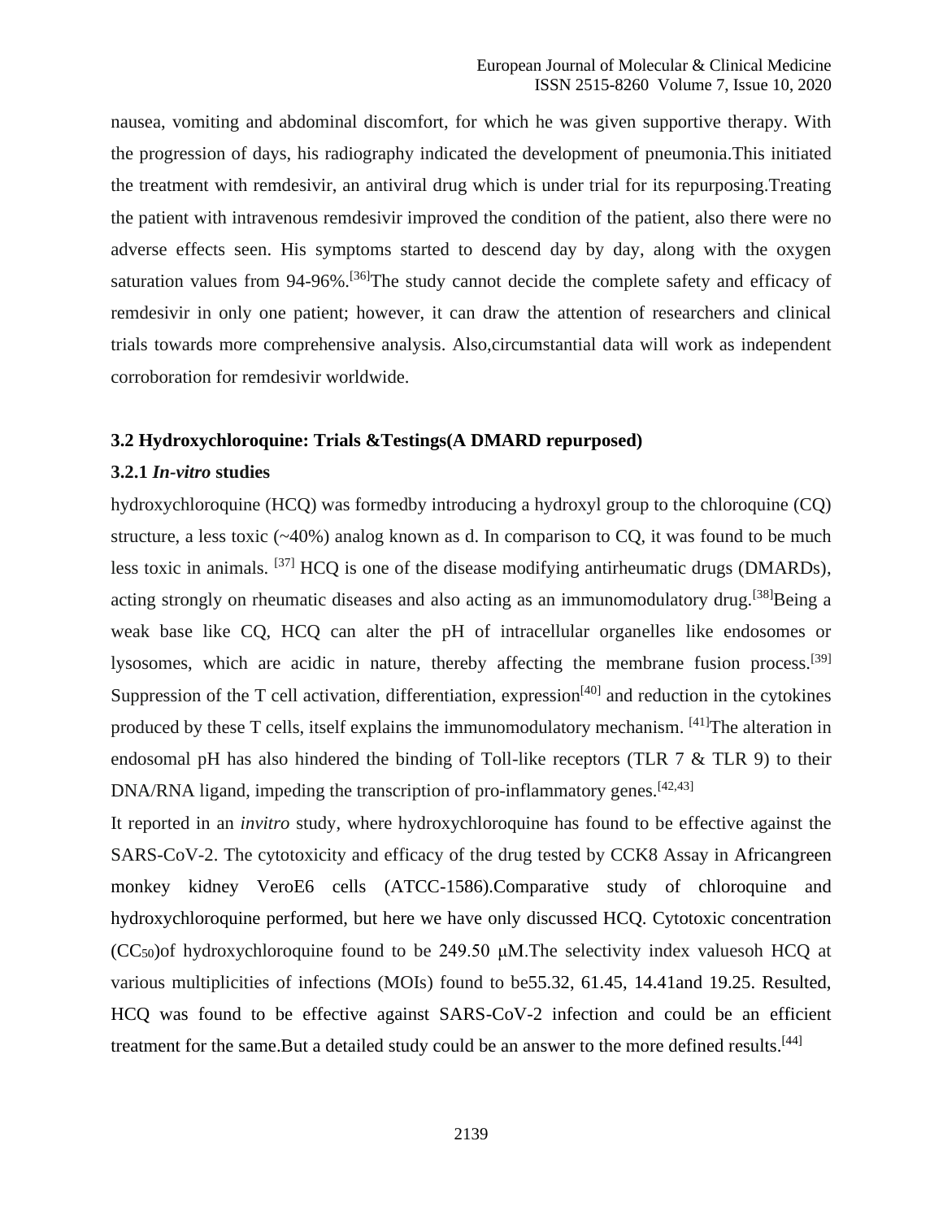nausea, vomiting and abdominal discomfort, for which he was given supportive therapy. With the progression of days, his radiography indicated the development of pneumonia.This initiated the treatment with remdesivir, an antiviral drug which is under trial for its repurposing.Treating the patient with intravenous remdesivir improved the condition of the patient, also there were no adverse effects seen. His symptoms started to descend day by day, along with the oxygen saturation values from 94-96%.[36]The study cannot decide the complete safety and efficacy of remdesivir in only one patient; however, it can draw the attention of researchers and clinical trials towards more comprehensive analysis. Also,circumstantial data will work as independent corroboration for remdesivir worldwide.

### 3.2 Hydroxychloroquine: Trials &Testings(A DMARD repurposed)

#### 3.2.1 *In-vitro* studies

hydroxychloroquine (HCQ) was formedby introducing a hydroxyl group to the chloroquine (CQ) structure, a less toxic (~40%) analog known as d. In comparison to CQ, it was found to be much less toxic in animals. [37] HCQ is one of the disease modifying antirheumatic drugs (DMARDs), acting strongly on rheumatic diseases and also acting as an immunomodulatory drug.[38]Being a weak base like CQ, HCQ can alter the pH of intracellular organelles like endosomes or lysosomes, which are acidic in nature, thereby affecting the membrane fusion process.[39] Suppression of the T cell activation, differentiation, expression[40] and reduction in the cytokines produced by these T cells, itself explains the immunomodulatory mechanism. [41]The alteration in endosomal pH has also hindered the binding of Toll-like receptors (TLR 7 & TLR 9) to their DNA/RNA ligand, impeding the transcription of pro-inflammatory genes.[42,43]

It reported in an *invitro* study, where hydroxychloroquine has found to be effective against the SARS-CoV-2. The cytotoxicity and efficacy of the drug tested by CCK8 Assay in Africangreen monkey kidney VeroE6 cells (ATCC-1586).Comparative study of chloroquine and hydroxychloroquine performed, but here we have only discussed HCQ. Cytotoxic concentration ($CC_{50}$)of hydroxychloroquine found to be 249.50 μM.The selectivity index valuesoh HCQ at various multiplicities of infections (MOIs) found to be55.32, 61.45, 14.41and 19.25. Resulted, HCQ was found to be effective against SARS-CoV-2 infection and could be an efficient treatment for the same.But a detailed study could be an answer to the more defined results.[44]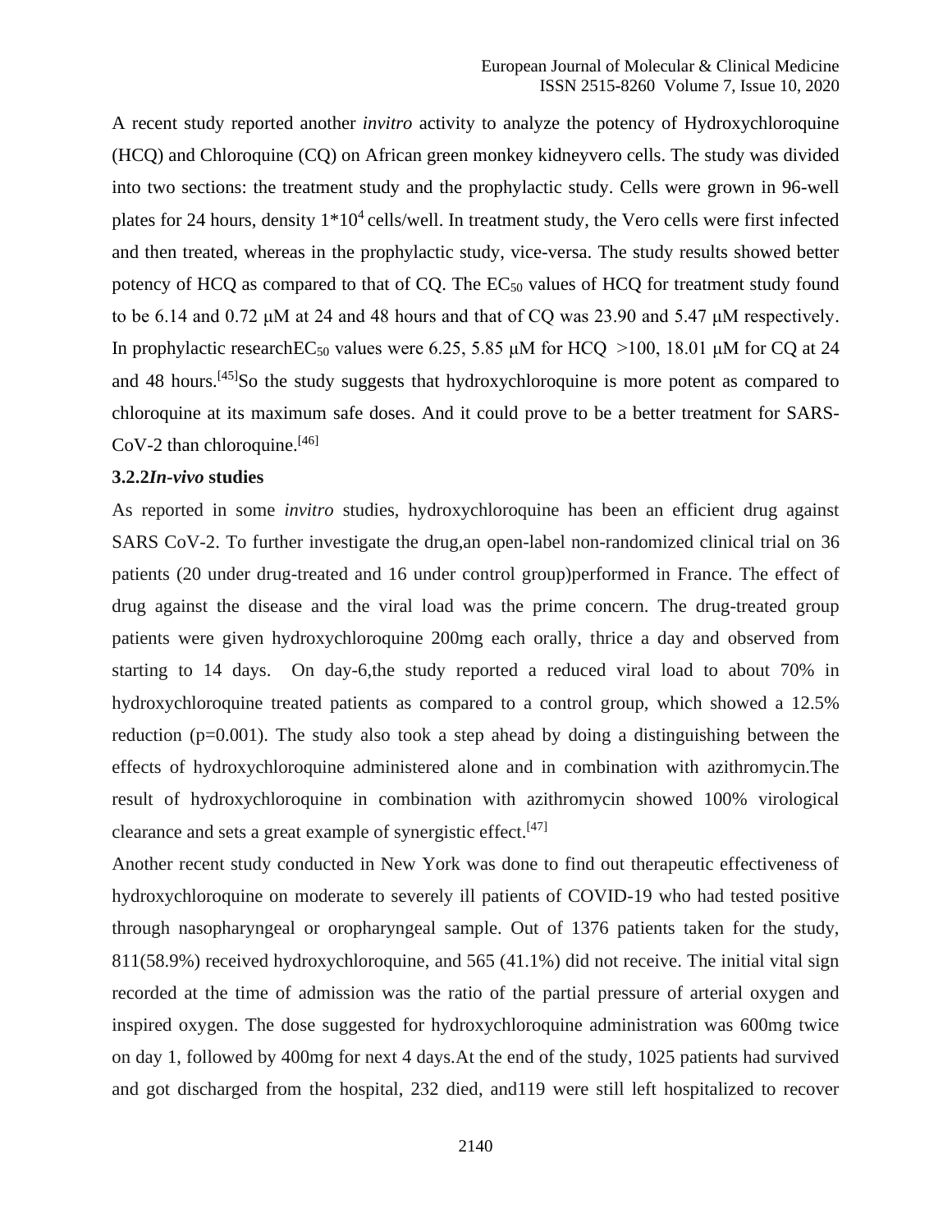A recent study reported another *invitro* activity to analyze the potency of Hydroxychloroquine (HCQ) and Chloroquine (CQ) on African green monkey kidneyvero cells. The study was divided into two sections: the treatment study and the prophylactic study. Cells were grown in 96-well plates for 24 hours, density $1*10^4$ cells/well. In treatment study, the Vero cells were first infected and then treated, whereas in the prophylactic study, vice-versa. The study results showed better potency of HCQ as compared to that of CQ. The $EC_{50}$ values of HCQ for treatment study found to be 6.14 and 0.72 μM at 24 and 48 hours and that of CQ was 23.90 and 5.47 μM respectively. In prophylactic research$EC_{50}$ values were 6.25, 5.85 μM for HCQ >100, 18.01 μM for CQ at 24 and 48 hours.[45]So the study suggests that hydroxychloroquine is more potent as compared to chloroquine at its maximum safe doses. And it could prove to be a better treatment for SARS-CoV-2 than chloroquine.[46]

### 3.2.2*In-vivo* studies

As reported in some *invitro* studies, hydroxychloroquine has been an efficient drug against SARS CoV-2. To further investigate the drug,an open-label non-randomized clinical trial on 36 patients (20 under drug-treated and 16 under control group)performed in France. The effect of drug against the disease and the viral load was the prime concern. The drug-treated group patients were given hydroxychloroquine 200mg each orally, thrice a day and observed from starting to 14 days. On day-6,the study reported a reduced viral load to about 70% in hydroxychloroquine treated patients as compared to a control group, which showed a 12.5% reduction (p=0.001). The study also took a step ahead by doing a distinguishing between the effects of hydroxychloroquine administered alone and in combination with azithromycin.The result of hydroxychloroquine in combination with azithromycin showed 100% virological clearance and sets a great example of synergistic effect.[47]

Another recent study conducted in New York was done to find out therapeutic effectiveness of hydroxychloroquine on moderate to severely ill patients of COVID-19 who had tested positive through nasopharyngeal or oropharyngeal sample. Out of 1376 patients taken for the study, 811(58.9%) received hydroxychloroquine, and 565 (41.1%) did not receive. The initial vital sign recorded at the time of admission was the ratio of the partial pressure of arterial oxygen and inspired oxygen. The dose suggested for hydroxychloroquine administration was 600mg twice on day 1, followed by 400mg for next 4 days.At the end of the study, 1025 patients had survived and got discharged from the hospital, 232 died, and119 were still left hospitalized to recover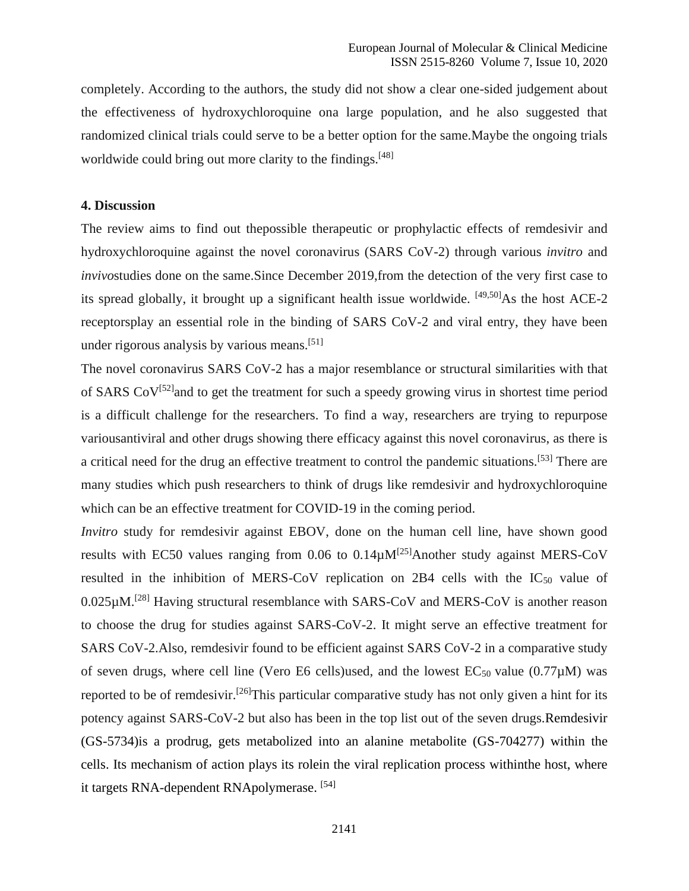completely. According to the authors, the study did not show a clear one-sided judgement about the effectiveness of hydroxychloroquine ona large population, and he also suggested that randomized clinical trials could serve to be a better option for the same.Maybe the ongoing trials worldwide could bring out more clarity to the findings.[48]

## 4. Discussion

The review aims to find out thepossible therapeutic or prophylactic effects of remdesivir and hydroxychloroquine against the novel coronavirus (SARS CoV-2) through various *invitro* and *invivo*studies done on the same.Since December 2019,from the detection of the very first case to its spread globally, it brought up a significant health issue worldwide. [49,50]As the host ACE-2 receptorsplay an essential role in the binding of SARS CoV-2 and viral entry, they have been under rigorous analysis by various means.[51]

The novel coronavirus SARS CoV-2 has a major resemblance or structural similarities with that of SARS CoV[52]and to get the treatment for such a speedy growing virus in shortest time period is a difficult challenge for the researchers. To find a way, researchers are trying to repurpose variousantiviral and other drugs showing there efficacy against this novel coronavirus, as there is a critical need for the drug an effective treatment to control the pandemic situations.[53] There are many studies which push researchers to think of drugs like remdesivir and hydroxychloroquine which can be an effective treatment for COVID-19 in the coming period.

*Invitro* study for remdesivir against EBOV, done on the human cell line, have shown good results with EC50 values ranging from 0.06 to 0.14μM[25]Another study against MERS-CoV resulted in the inhibition of MERS-CoV replication on 2B4 cells with the $IC_{50}$ value of 0.025μM.[28] Having structural resemblance with SARS-CoV and MERS-CoV is another reason to choose the drug for studies against SARS-CoV-2. It might serve an effective treatment for SARS CoV-2.Also, remdesivir found to be efficient against SARS CoV-2 in a comparative study of seven drugs, where cell line (Vero E6 cells)used, and the lowest $EC_{50}$ value (0.77μM) was reported to be of remdesivir.[26]This particular comparative study has not only given a hint for its potency against SARS-CoV-2 but also has been in the top list out of the seven drugs.Remdesivir (GS-5734)is a prodrug, gets metabolized into an alanine metabolite (GS-704277) within the cells. Its mechanism of action plays its rolein the viral replication process withinthe host, where it targets RNA-dependent RNApolymerase. [54]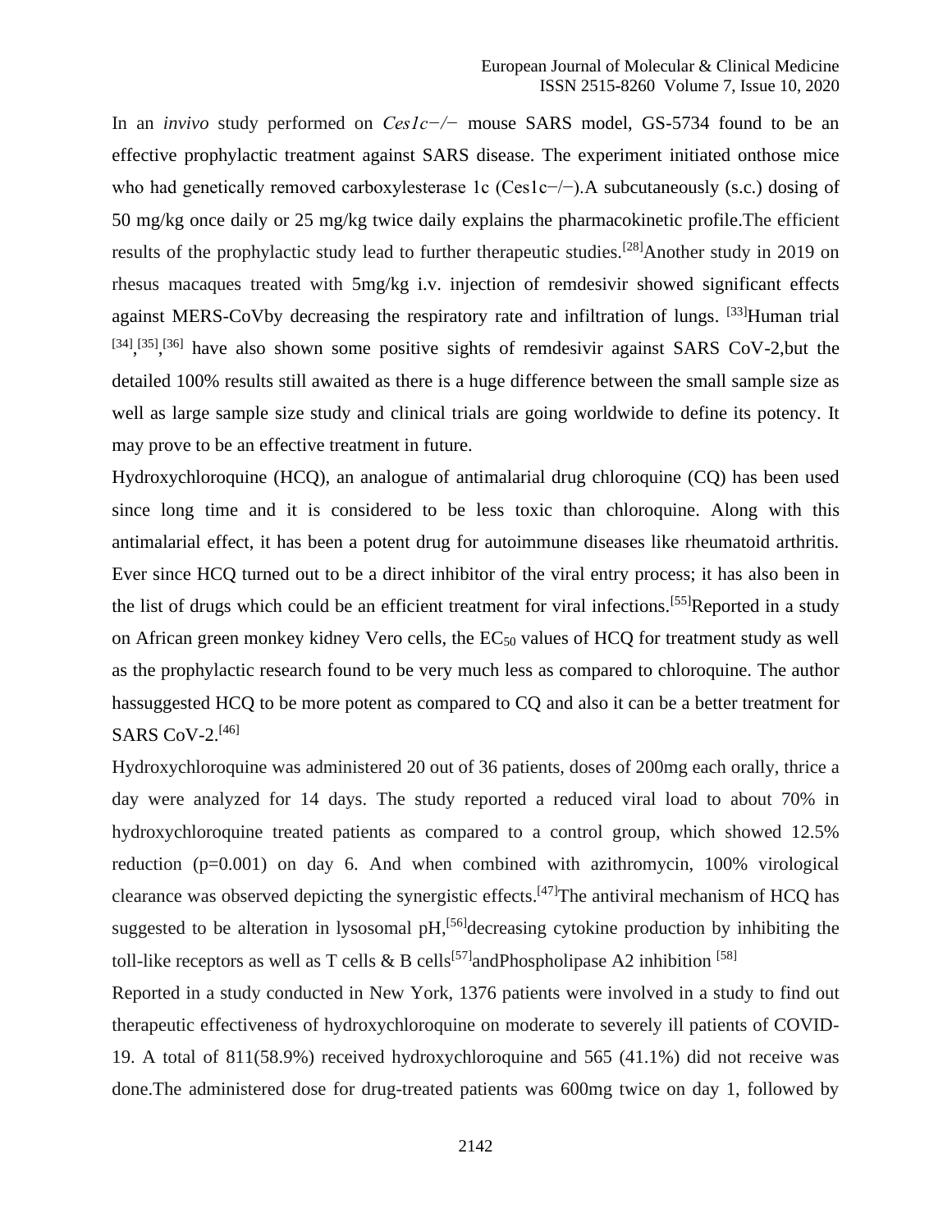In an *invivo* study performed on *Ces1c−/−* mouse SARS model, GS-5734 found to be an effective prophylactic treatment against SARS disease. The experiment initiated onthose mice who had genetically removed carboxylesterase 1c (Ces1c−/−).A subcutaneously (s.c.) dosing of 50 mg/kg once daily or 25 mg/kg twice daily explains the pharmacokinetic profile.The efficient results of the prophylactic study lead to further therapeutic studies.[28]Another study in 2019 on rhesus macaques treated with 5mg/kg i.v. injection of remdesivir showed significant effects against MERS-CoVby decreasing the respiratory rate and infiltration of lungs. [33]Human trial [34],[35],[36] have also shown some positive sights of remdesivir against SARS CoV-2,but the detailed 100% results still awaited as there is a huge difference between the small sample size as well as large sample size study and clinical trials are going worldwide to define its potency. It may prove to be an effective treatment in future.

Hydroxychloroquine (HCQ), an analogue of antimalarial drug chloroquine (CQ) has been used since long time and it is considered to be less toxic than chloroquine. Along with this antimalarial effect, it has been a potent drug for autoimmune diseases like rheumatoid arthritis. Ever since HCQ turned out to be a direct inhibitor of the viral entry process; it has also been in the list of drugs which could be an efficient treatment for viral infections.[55]Reported in a study on African green monkey kidney Vero cells, the $EC_{50}$ values of HCQ for treatment study as well as the prophylactic research found to be very much less as compared to chloroquine. The author hassuggested HCQ to be more potent as compared to CQ and also it can be a better treatment for SARS CoV-2.[46]

Hydroxychloroquine was administered 20 out of 36 patients, doses of 200mg each orally, thrice a day were analyzed for 14 days. The study reported a reduced viral load to about 70% in hydroxychloroquine treated patients as compared to a control group, which showed 12.5% reduction ($p=0.001$) on day 6. And when combined with azithromycin, 100% virological clearance was observed depicting the synergistic effects.[47]The antiviral mechanism of HCQ has suggested to be alteration in lysosomal pH,[56]decreasing cytokine production by inhibiting the toll-like receptors as well as T cells & B cells[57]andPhospholipase A2 inhibition [58]

Reported in a study conducted in New York, 1376 patients were involved in a study to find out therapeutic effectiveness of hydroxychloroquine on moderate to severely ill patients of COVID-19. A total of 811(58.9%) received hydroxychloroquine and 565 (41.1%) did not receive was done.The administered dose for drug-treated patients was 600mg twice on day 1, followed by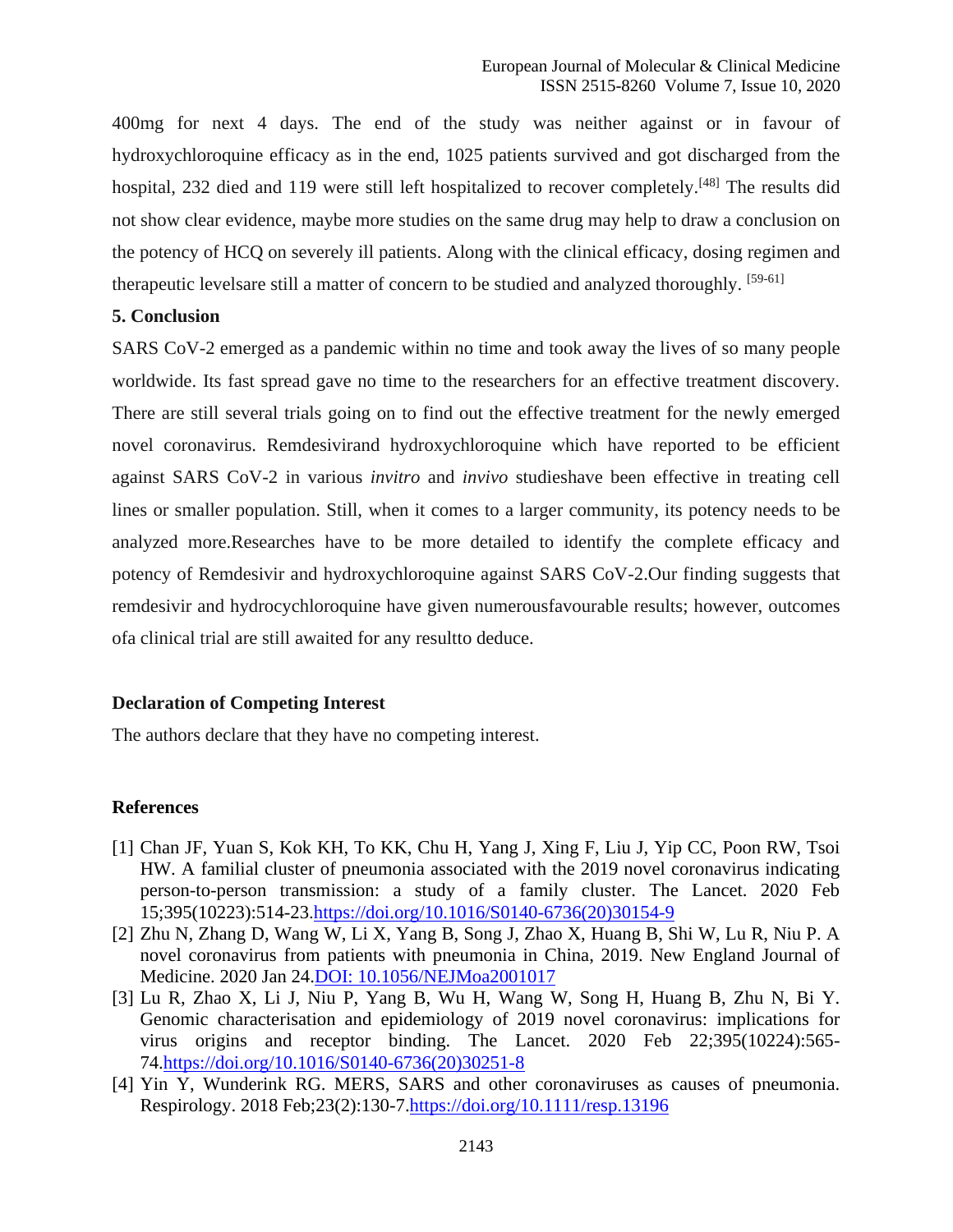400mg for next 4 days. The end of the study was neither against or in favour of hydroxychloroquine efficacy as in the end, 1025 patients survived and got discharged from the hospital, 232 died and 119 were still left hospitalized to recover completely.[48] The results did not show clear evidence, maybe more studies on the same drug may help to draw a conclusion on the potency of HCQ on severely ill patients. Along with the clinical efficacy, dosing regimen and therapeutic levelsare still a matter of concern to be studied and analyzed thoroughly. [59-61]

## 5. Conclusion

SARS CoV-2 emerged as a pandemic within no time and took away the lives of so many people worldwide. Its fast spread gave no time to the researchers for an effective treatment discovery. There are still several trials going on to find out the effective treatment for the newly emerged novel coronavirus. Remdesivirand hydroxychloroquine which have reported to be efficient against SARS CoV-2 in various *invitro* and *invivo* studieshave been effective in treating cell lines or smaller population. Still, when it comes to a larger community, its potency needs to be analyzed more.Researches have to be more detailed to identify the complete efficacy and potency of Remdesivir and hydroxychloroquine against SARS CoV-2.Our finding suggests that remdesivir and hydrocychloroquine have given numerousfavourable results; however, outcomes ofa clinical trial are still awaited for any resultto deduce.

### Declaration of Competing Interest

The authors declare that they have no competing interest.

### References

[1] Chan JF, Yuan S, Kok KH, To KK, Chu H, Yang J, Xing F, Liu J, Yip CC, Poon RW, Tsoi HW. A familial cluster of pneumonia associated with the 2019 novel coronavirus indicating person-to-person transmission: a study of a family cluster. The Lancet. 2020 Feb 15;395(10223):514-23.https://doi.org/10.1016/S0140-6736(20)30154-9

[2] Zhu N, Zhang D, Wang W, Li X, Yang B, Song J, Zhao X, Huang B, Shi W, Lu R, Niu P. A novel coronavirus from patients with pneumonia in China, 2019. New England Journal of Medicine. 2020 Jan 24.DOI: 10.1056/NEJMoa2001017

[3] Lu R, Zhao X, Li J, Niu P, Yang B, Wu H, Wang W, Song H, Huang B, Zhu N, Bi Y. Genomic characterisation and epidemiology of 2019 novel coronavirus: implications for virus origins and receptor binding. The Lancet. 2020 Feb 22;395(10224):565-74.https://doi.org/10.1016/S0140-6736(20)30251-8

[4] Yin Y, Wunderink RG. MERS, SARS and other coronaviruses as causes of pneumonia. Respirology. 2018 Feb;23(2):130-7.https://doi.org/10.1111/resp.13196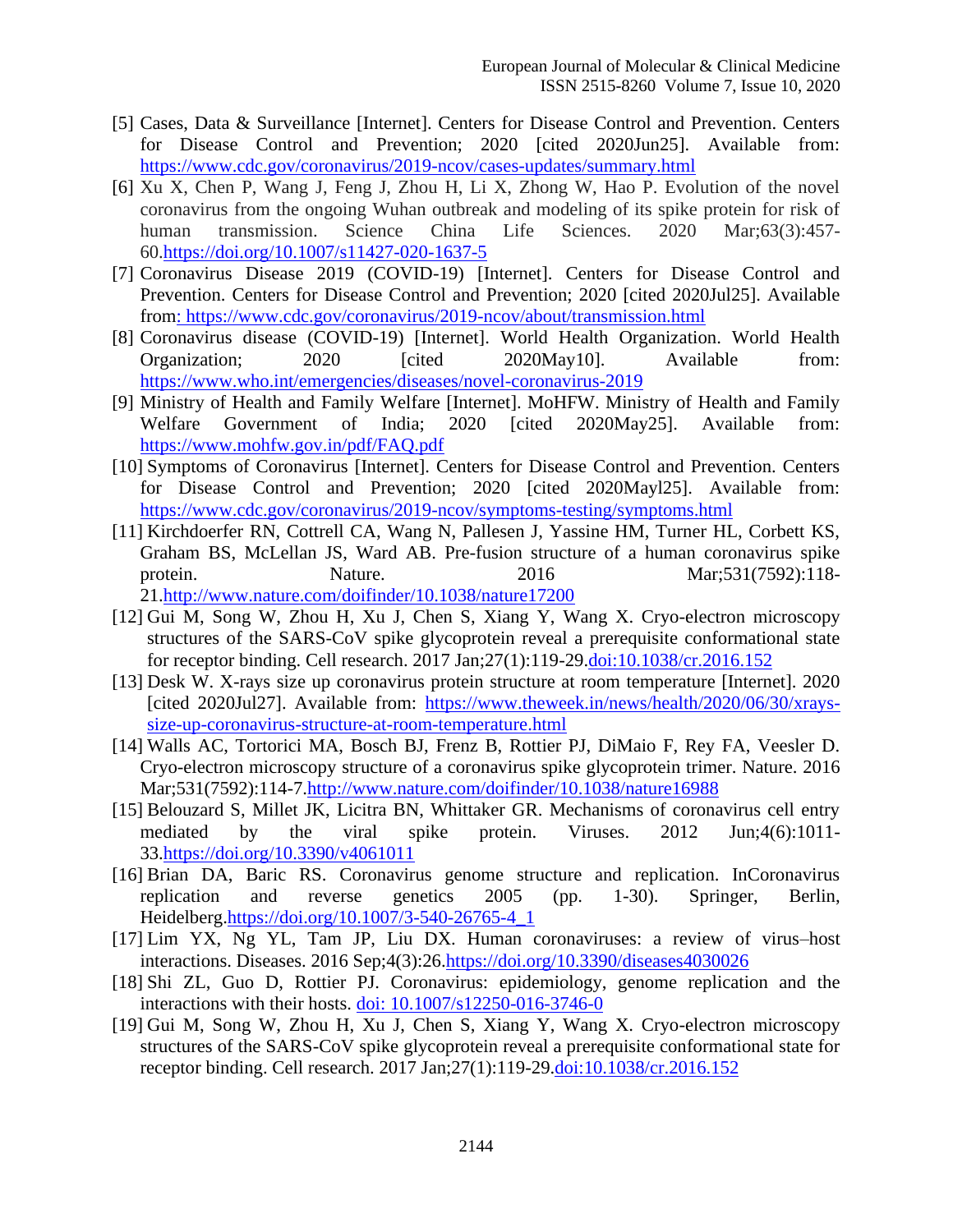[5] Cases, Data & Surveillance [Internet]. Centers for Disease Control and Prevention. Centers for Disease Control and Prevention; 2020 [cited 2020Jun25]. Available from: https://www.cdc.gov/coronavirus/2019-ncov/cases-updates/summary.html

[6] Xu X, Chen P, Wang J, Feng J, Zhou H, Li X, Zhong W, Hao P. Evolution of the novel coronavirus from the ongoing Wuhan outbreak and modeling of its spike protein for risk of human transmission. Science China Life Sciences. 2020 Mar;63(3):457-60.https://doi.org/10.1007/s11427-020-1637-5

[7] Coronavirus Disease 2019 (COVID-19) [Internet]. Centers for Disease Control and Prevention. Centers for Disease Control and Prevention; 2020 [cited 2020Jul25]. Available from: https://www.cdc.gov/coronavirus/2019-ncov/about/transmission.html

[8] Coronavirus disease (COVID-19) [Internet]. World Health Organization. World Health Organization; 2020 [cited 2020May10]. Available from: https://www.who.int/emergencies/diseases/novel-coronavirus-2019

[9] Ministry of Health and Family Welfare [Internet]. MoHFW. Ministry of Health and Family Welfare Government of India; 2020 [cited 2020May25]. Available from: https://www.mohfw.gov.in/pdf/FAQ.pdf

[10] Symptoms of Coronavirus [Internet]. Centers for Disease Control and Prevention. Centers for Disease Control and Prevention; 2020 [cited 2020Mayl25]. Available from: https://www.cdc.gov/coronavirus/2019-ncov/symptoms-testing/symptoms.html

[11] Kirchdoerfer RN, Cottrell CA, Wang N, Pallesen J, Yassine HM, Turner HL, Corbett KS, Graham BS, McLellan JS, Ward AB. Pre-fusion structure of a human coronavirus spike protein. Nature. 2016 Mar;531(7592):118-21.http://www.nature.com/doifinder/10.1038/nature17200

[12] Gui M, Song W, Zhou H, Xu J, Chen S, Xiang Y, Wang X. Cryo-electron microscopy structures of the SARS-CoV spike glycoprotein reveal a prerequisite conformational state for receptor binding. Cell research. 2017 Jan;27(1):119-29.doi:10.1038/cr.2016.152

[13] Desk W. X-rays size up coronavirus protein structure at room temperature [Internet]. 2020 [cited 2020Jul27]. Available from: https://www.theweek.in/news/health/2020/06/30/xrays-size-up-coronavirus-structure-at-room-temperature.html

[14] Walls AC, Tortorici MA, Bosch BJ, Frenz B, Rottier PJ, DiMaio F, Rey FA, Veesler D. Cryo-electron microscopy structure of a coronavirus spike glycoprotein trimer. Nature. 2016 Mar;531(7592):114-7.http://www.nature.com/doifinder/10.1038/nature16988

[15] Belouzard S, Millet JK, Licitra BN, Whittaker GR. Mechanisms of coronavirus cell entry mediated by the viral spike protein. Viruses. 2012 Jun;4(6):1011-33.https://doi.org/10.3390/v4061011

[16] Brian DA, Baric RS. Coronavirus genome structure and replication. InCoronavirus replication and reverse genetics 2005 (pp. 1-30). Springer, Berlin, Heidelberg.https://doi.org/10.1007/3-540-26765-4_1

[17] Lim YX, Ng YL, Tam JP, Liu DX. Human coronaviruses: a review of virus–host interactions. Diseases. 2016 Sep;4(3):26.https://doi.org/10.3390/diseases4030026

[18] Shi ZL, Guo D, Rottier PJ. Coronavirus: epidemiology, genome replication and the interactions with their hosts. doi: 10.1007/s12250-016-3746-0

[19] Gui M, Song W, Zhou H, Xu J, Chen S, Xiang Y, Wang X. Cryo-electron microscopy structures of the SARS-CoV spike glycoprotein reveal a prerequisite conformational state for receptor binding. Cell research. 2017 Jan;27(1):119-29.doi:10.1038/cr.2016.152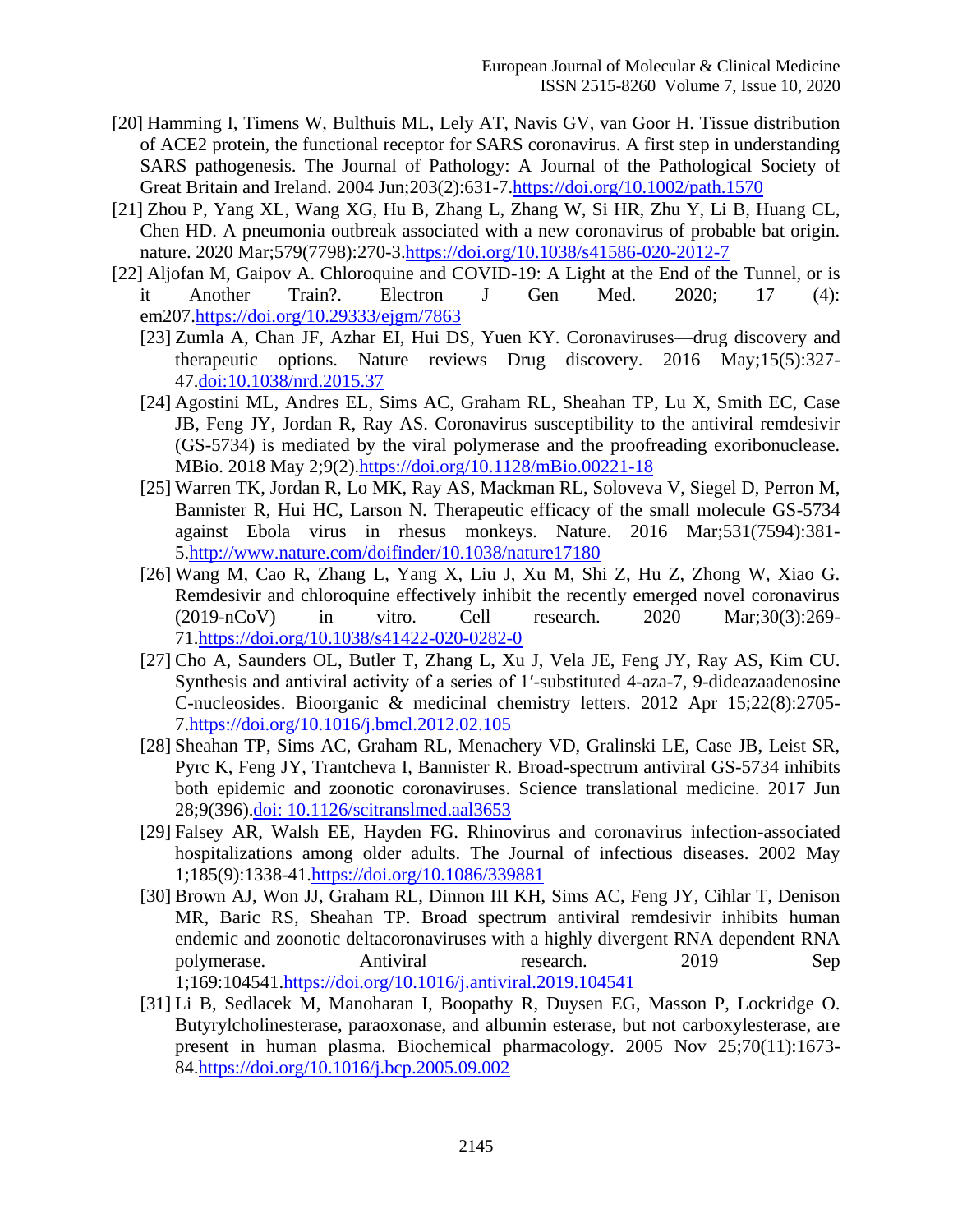[20] Hamming I, Timens W, Bulthuis ML, Lely AT, Navis GV, van Goor H. Tissue distribution of ACE2 protein, the functional receptor for SARS coronavirus. A first step in understanding SARS pathogenesis. The Journal of Pathology: A Journal of the Pathological Society of Great Britain and Ireland. 2004 Jun;203(2):631-7.https://doi.org/10.1002/path.1570

[21] Zhou P, Yang XL, Wang XG, Hu B, Zhang L, Zhang W, Si HR, Zhu Y, Li B, Huang CL, Chen HD. A pneumonia outbreak associated with a new coronavirus of probable bat origin. nature. 2020 Mar;579(7798):270-3.https://doi.org/10.1038/s41586-020-2012-7

[22] Aljofan M, Gaipov A. Chloroquine and COVID-19: A Light at the End of the Tunnel, or is it Another Train?. Electron J Gen Med. 2020; 17 (4): em207.https://doi.org/10.29333/ejgm/7863

[23] Zumla A, Chan JF, Azhar EI, Hui DS, Yuen KY. Coronaviruses—drug discovery and therapeutic options. Nature reviews Drug discovery. 2016 May;15(5):327-47.doi:10.1038/nrd.2015.37

[24] Agostini ML, Andres EL, Sims AC, Graham RL, Sheahan TP, Lu X, Smith EC, Case JB, Feng JY, Jordan R, Ray AS. Coronavirus susceptibility to the antiviral remdesivir (GS-5734) is mediated by the viral polymerase and the proofreading exoribonuclease. MBio. 2018 May 2;9(2).https://doi.org/10.1128/mBio.00221-18

[25] Warren TK, Jordan R, Lo MK, Ray AS, Mackman RL, Soloveva V, Siegel D, Perron M, Bannister R, Hui HC, Larson N. Therapeutic efficacy of the small molecule GS-5734 against Ebola virus in rhesus monkeys. Nature. 2016 Mar;531(7594):381-5.http://www.nature.com/doifinder/10.1038/nature17180

[26] Wang M, Cao R, Zhang L, Yang X, Liu J, Xu M, Shi Z, Hu Z, Zhong W, Xiao G. Remdesivir and chloroquine effectively inhibit the recently emerged novel coronavirus (2019-nCoV) in vitro. Cell research. 2020 Mar;30(3):269-71.https://doi.org/10.1038/s41422-020-0282-0

[27] Cho A, Saunders OL, Butler T, Zhang L, Xu J, Vela JE, Feng JY, Ray AS, Kim CU. Synthesis and antiviral activity of a series of 1′-substituted 4-aza-7, 9-dideazaadenosine C-nucleosides. Bioorganic & medicinal chemistry letters. 2012 Apr 15;22(8):2705-7.https://doi.org/10.1016/j.bmcl.2012.02.105

[28] Sheahan TP, Sims AC, Graham RL, Menachery VD, Gralinski LE, Case JB, Leist SR, Pyrc K, Feng JY, Trantcheva I, Bannister R. Broad-spectrum antiviral GS-5734 inhibits both epidemic and zoonotic coronaviruses. Science translational medicine. 2017 Jun 28;9(396).doi: 10.1126/scitranslmed.aal3653

[29] Falsey AR, Walsh EE, Hayden FG. Rhinovirus and coronavirus infection-associated hospitalizations among older adults. The Journal of infectious diseases. 2002 May 1;185(9):1338-41.https://doi.org/10.1086/339881

[30] Brown AJ, Won JJ, Graham RL, Dinnon III KH, Sims AC, Feng JY, Cihlar T, Denison MR, Baric RS, Sheahan TP. Broad spectrum antiviral remdesivir inhibits human endemic and zoonotic deltacoronaviruses with a highly divergent RNA dependent RNA polymerase. Antiviral research. 2019 Sep 1;169:104541.https://doi.org/10.1016/j.antiviral.2019.104541

[31] Li B, Sedlacek M, Manoharan I, Boopathy R, Duysen EG, Masson P, Lockridge O. Butyrylcholinesterase, paraoxonase, and albumin esterase, but not carboxylesterase, are present in human plasma. Biochemical pharmacology. 2005 Nov 25;70(11):1673-84.https://doi.org/10.1016/j.bcp.2005.09.002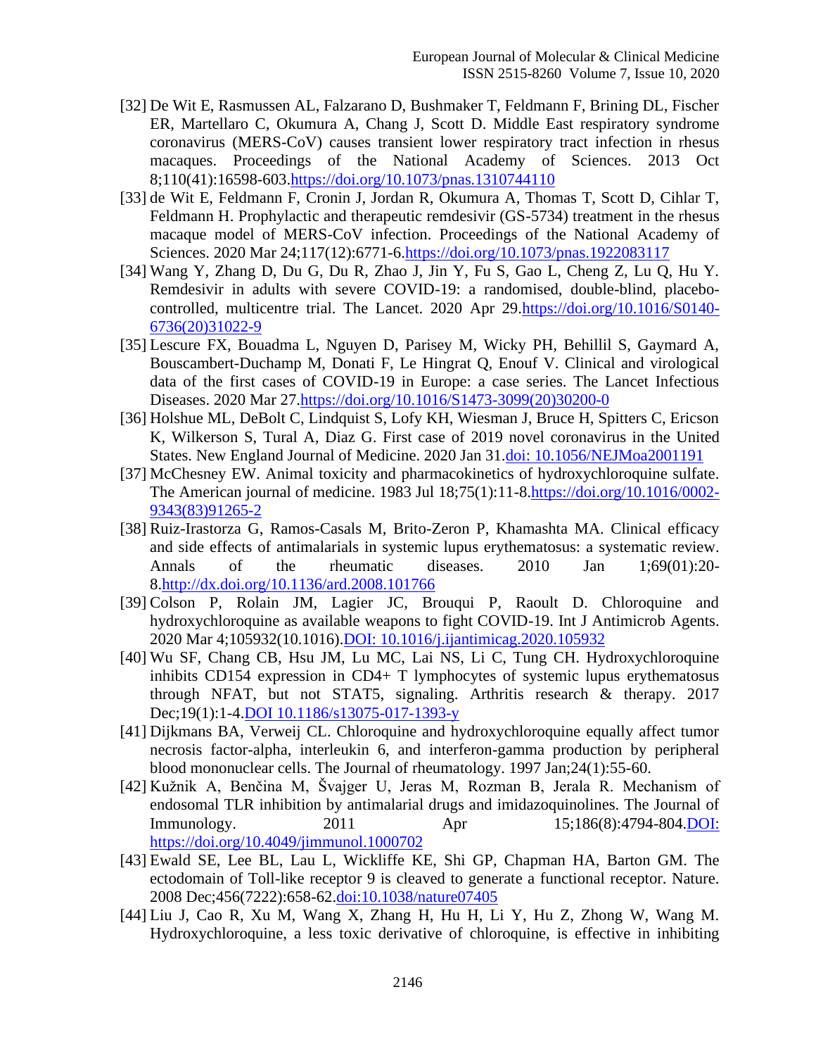[32] De Wit E, Rasmussen AL, Falzarano D, Bushmaker T, Feldmann F, Brining DL, Fischer ER, Martellaro C, Okumura A, Chang J, Scott D. Middle East respiratory syndrome coronavirus (MERS-CoV) causes transient lower respiratory tract infection in rhesus macaques. Proceedings of the National Academy of Sciences. 2013 Oct 8;110(41):16598-603.https://doi.org/10.1073/pnas.1310744110

[33] de Wit E, Feldmann F, Cronin J, Jordan R, Okumura A, Thomas T, Scott D, Cihlar T, Feldmann H. Prophylactic and therapeutic remdesivir (GS-5734) treatment in the rhesus macaque model of MERS-CoV infection. Proceedings of the National Academy of Sciences. 2020 Mar 24;117(12):6771-6.https://doi.org/10.1073/pnas.1922083117

[34] Wang Y, Zhang D, Du G, Du R, Zhao J, Jin Y, Fu S, Gao L, Cheng Z, Lu Q, Hu Y. Remdesivir in adults with severe COVID-19: a randomised, double-blind, placebo-controlled, multicentre trial. The Lancet. 2020 Apr 29.https://doi.org/10.1016/S0140-6736(20)31022-9

[35] Lescure FX, Bouadma L, Nguyen D, Parisey M, Wicky PH, Behillil S, Gaymard A, Bouscambert-Duchamp M, Donati F, Le Hingrat Q, Enouf V. Clinical and virological data of the first cases of COVID-19 in Europe: a case series. The Lancet Infectious Diseases. 2020 Mar 27.https://doi.org/10.1016/S1473-3099(20)30200-0

[36] Holshue ML, DeBolt C, Lindquist S, Lofy KH, Wiesman J, Bruce H, Spitters C, Ericson K, Wilkerson S, Tural A, Diaz G. First case of 2019 novel coronavirus in the United States. New England Journal of Medicine. 2020 Jan 31.doi: 10.1056/NEJMoa2001191

[37] McChesney EW. Animal toxicity and pharmacokinetics of hydroxychloroquine sulfate. The American journal of medicine. 1983 Jul 18;75(1):11-8.https://doi.org/10.1016/0002-9343(83)91265-2

[38] Ruiz-Irastorza G, Ramos-Casals M, Brito-Zeron P, Khamashta MA. Clinical efficacy and side effects of antimalarials in systemic lupus erythematosus: a systematic review. Annals of the rheumatic diseases. 2010 Jan 1;69(01):20-8.http://dx.doi.org/10.1136/ard.2008.101766

[39] Colson P, Rolain JM, Lagier JC, Brouqui P, Raoult D. Chloroquine and hydroxychloroquine as available weapons to fight COVID-19. Int J Antimicrob Agents. 2020 Mar 4;105932(10.1016).DOI: 10.1016/j.ijantimicag.2020.105932

[40] Wu SF, Chang CB, Hsu JM, Lu MC, Lai NS, Li C, Tung CH. Hydroxychloroquine inhibits CD154 expression in CD4+ T lymphocytes of systemic lupus erythematosus through NFAT, but not STAT5, signaling. Arthritis research & therapy. 2017 Dec;19(1):1-4.DOI 10.1186/s13075-017-1393-y

[41] Dijkmans BA, Verweij CL. Chloroquine and hydroxychloroquine equally affect tumor necrosis factor-alpha, interleukin 6, and interferon-gamma production by peripheral blood mononuclear cells. The Journal of rheumatology. 1997 Jan;24(1):55-60.

[42] Kužnik A, Benčina M, Švajger U, Jeras M, Rozman B, Jerala R. Mechanism of endosomal TLR inhibition by antimalarial drugs and imidazoquinolines. The Journal of Immunology. 2011 Apr 15;186(8):4794-804.DOI: https://doi.org/10.4049/jimmunol.1000702

[43] Ewald SE, Lee BL, Lau L, Wickliffe KE, Shi GP, Chapman HA, Barton GM. The ectodomain of Toll-like receptor 9 is cleaved to generate a functional receptor. Nature. 2008 Dec;456(7222):658-62.doi:10.1038/nature07405

[44] Liu J, Cao R, Xu M, Wang X, Zhang H, Hu H, Li Y, Hu Z, Zhong W, Wang M. Hydroxychloroquine, a less toxic derivative of chloroquine, is effective in inhibiting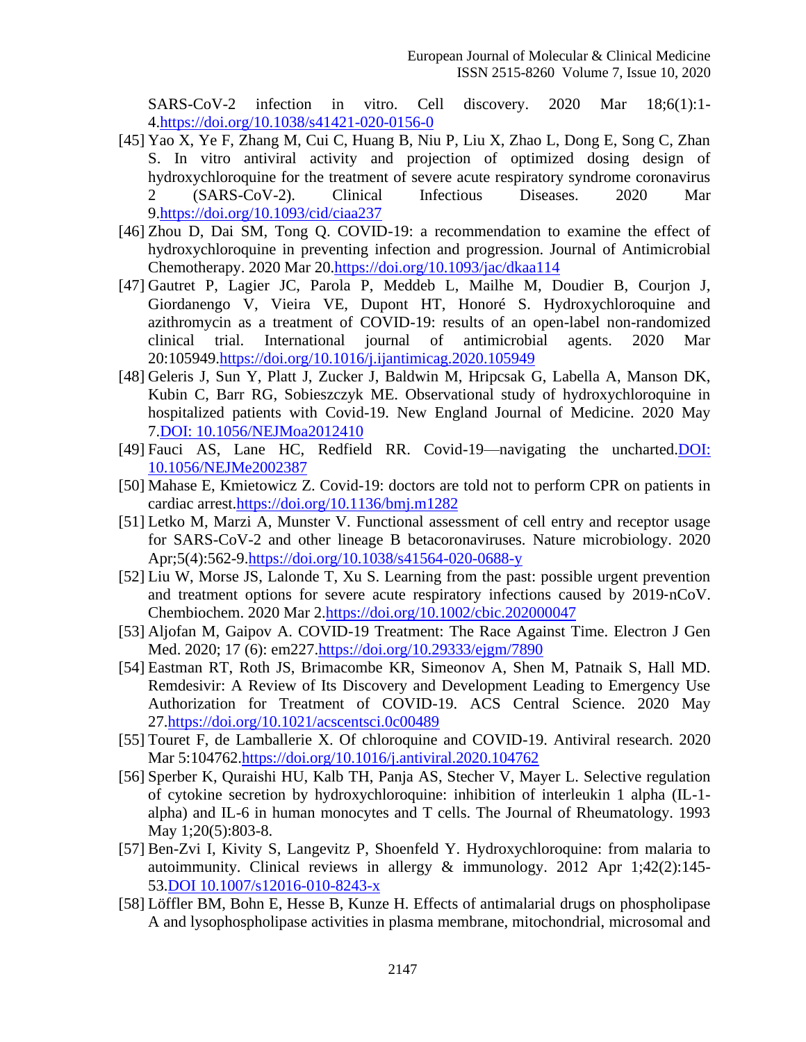SARS-CoV-2 infection in vitro. Cell discovery. 2020 Mar 18;6(1):1-4.https://doi.org/10.1038/s41421-020-0156-0

[45] Yao X, Ye F, Zhang M, Cui C, Huang B, Niu P, Liu X, Zhao L, Dong E, Song C, Zhan S. In vitro antiviral activity and projection of optimized dosing design of hydroxychloroquine for the treatment of severe acute respiratory syndrome coronavirus 2 (SARS-CoV-2). Clinical Infectious Diseases. 2020 Mar 9.https://doi.org/10.1093/cid/ciaa237

[46] Zhou D, Dai SM, Tong Q. COVID-19: a recommendation to examine the effect of hydroxychloroquine in preventing infection and progression. Journal of Antimicrobial Chemotherapy. 2020 Mar 20.https://doi.org/10.1093/jac/dkaa114

[47] Gautret P, Lagier JC, Parola P, Meddeb L, Mailhe M, Doudier B, Courjon J, Giordanengo V, Vieira VE, Dupont HT, Honoré S. Hydroxychloroquine and azithromycin as a treatment of COVID-19: results of an open-label non-randomized clinical trial. International journal of antimicrobial agents. 2020 Mar 20:105949.https://doi.org/10.1016/j.ijantimicag.2020.105949

[48] Geleris J, Sun Y, Platt J, Zucker J, Baldwin M, Hripcsak G, Labella A, Manson DK, Kubin C, Barr RG, Sobieszczyk ME. Observational study of hydroxychloroquine in hospitalized patients with Covid-19. New England Journal of Medicine. 2020 May 7.DOI: 10.1056/NEJMoa2012410

[49] Fauci AS, Lane HC, Redfield RR. Covid-19—navigating the uncharted.DOI: 10.1056/NEJMe2002387

[50] Mahase E, Kmietowicz Z. Covid-19: doctors are told not to perform CPR on patients in cardiac arrest.https://doi.org/10.1136/bmj.m1282

[51] Letko M, Marzi A, Munster V. Functional assessment of cell entry and receptor usage for SARS-CoV-2 and other lineage B betacoronaviruses. Nature microbiology. 2020 Apr;5(4):562-9.https://doi.org/10.1038/s41564-020-0688-y

[52] Liu W, Morse JS, Lalonde T, Xu S. Learning from the past: possible urgent prevention and treatment options for severe acute respiratory infections caused by 2019-nCoV. Chembiochem. 2020 Mar 2.https://doi.org/10.1002/cbic.202000047

[53] Aljofan M, Gaipov A. COVID-19 Treatment: The Race Against Time. Electron J Gen Med. 2020; 17 (6): em227.https://doi.org/10.29333/ejgm/7890

[54] Eastman RT, Roth JS, Brimacombe KR, Simeonov A, Shen M, Patnaik S, Hall MD. Remdesivir: A Review of Its Discovery and Development Leading to Emergency Use Authorization for Treatment of COVID-19. ACS Central Science. 2020 May 27.https://doi.org/10.1021/acscentsci.0c00489

[55] Touret F, de Lamballerie X. Of chloroquine and COVID-19. Antiviral research. 2020 Mar 5:104762.https://doi.org/10.1016/j.antiviral.2020.104762

[56] Sperber K, Quraishi HU, Kalb TH, Panja AS, Stecher V, Mayer L. Selective regulation of cytokine secretion by hydroxychloroquine: inhibition of interleukin 1 alpha (IL-1-alpha) and IL-6 in human monocytes and T cells. The Journal of Rheumatology. 1993 May 1;20(5):803-8.

[57] Ben-Zvi I, Kivity S, Langevitz P, Shoenfeld Y. Hydroxychloroquine: from malaria to autoimmunity. Clinical reviews in allergy & immunology. 2012 Apr 1;42(2):145-53.DOI 10.1007/s12016-010-8243-x

[58] Löffler BM, Bohn E, Hesse B, Kunze H. Effects of antimalarial drugs on phospholipase A and lysophospholipase activities in plasma membrane, mitochondrial, microsomal and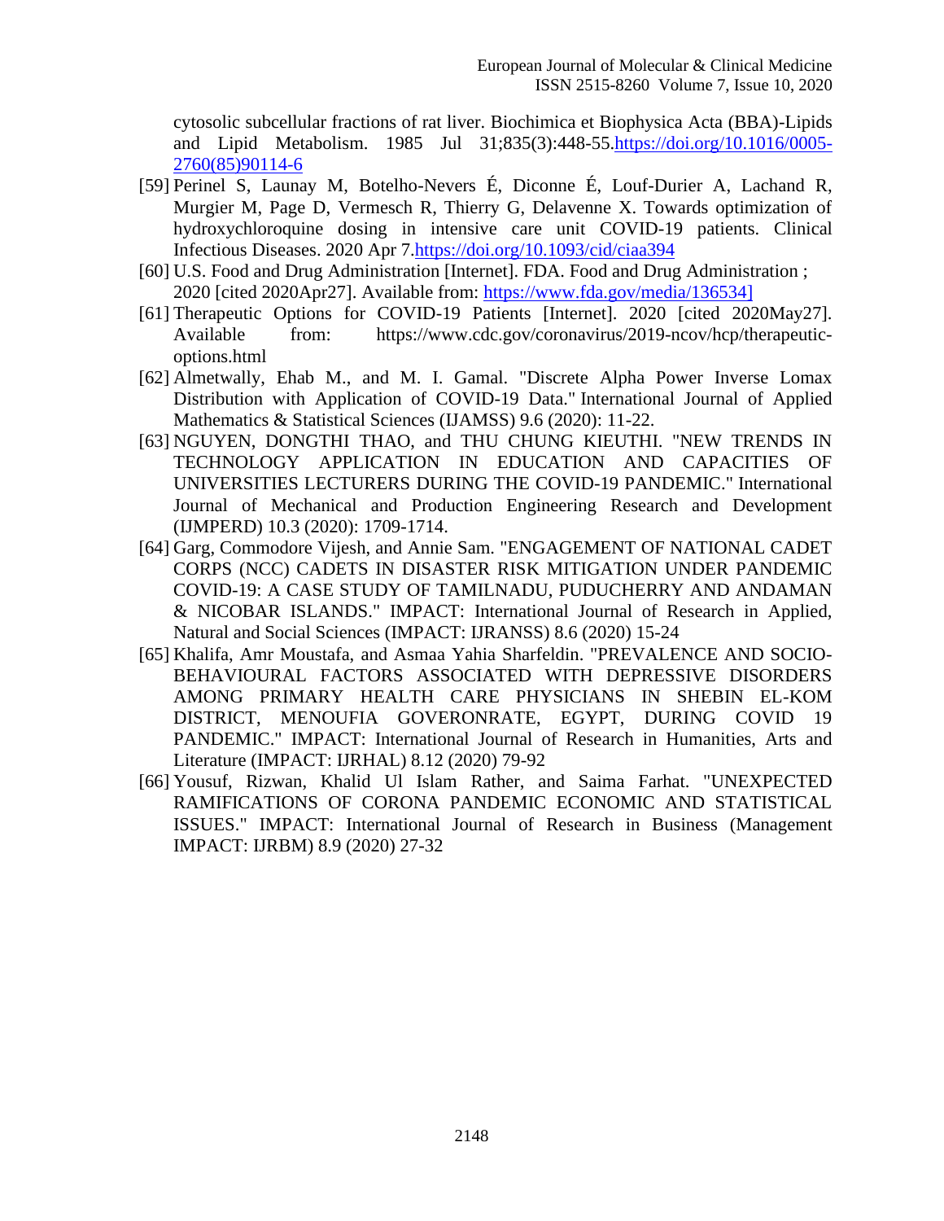cytosolic subcellular fractions of rat liver. Biochimica et Biophysica Acta (BBA)-Lipids and Lipid Metabolism. 1985 Jul 31;835(3):448-55.https://doi.org/10.1016/0005-2760(85)90114-6

[59] Perinel S, Launay M, Botelho-Nevers É, Diconne É, Louf-Durier A, Lachand R, Murgier M, Page D, Vermesch R, Thierry G, Delavenne X. Towards optimization of hydroxychloroquine dosing in intensive care unit COVID-19 patients. Clinical Infectious Diseases. 2020 Apr 7.https://doi.org/10.1093/cid/ciaa394

[60] U.S. Food and Drug Administration [Internet]. FDA. Food and Drug Administration ; 2020 [cited 2020Apr27]. Available from: https://www.fda.gov/media/136534]

[61] Therapeutic Options for COVID-19 Patients [Internet]. 2020 [cited 2020May27]. Available from: https://www.cdc.gov/coronavirus/2019-ncov/hcp/therapeutic-options.html

[62] Almetwally, Ehab M., and M. I. Gamal. "Discrete Alpha Power Inverse Lomax Distribution with Application of COVID-19 Data." International Journal of Applied Mathematics & Statistical Sciences (IJAMSS) 9.6 (2020): 11-22.

[63] NGUYEN, DONGTHI THAO, and THU CHUNG KIEUTHI. "NEW TRENDS IN TECHNOLOGY APPLICATION IN EDUCATION AND CAPACITIES OF UNIVERSITIES LECTURERS DURING THE COVID-19 PANDEMIC." International Journal of Mechanical and Production Engineering Research and Development (IJMPERD) 10.3 (2020): 1709-1714.

[64] Garg, Commodore Vijesh, and Annie Sam. "ENGAGEMENT OF NATIONAL CADET CORPS (NCC) CADETS IN DISASTER RISK MITIGATION UNDER PANDEMIC COVID-19: A CASE STUDY OF TAMILNADU, PUDUCHERRY AND ANDAMAN & NICOBAR ISLANDS." IMPACT: International Journal of Research in Applied, Natural and Social Sciences (IMPACT: IJRANSS) 8.6 (2020) 15-24

[65] Khalifa, Amr Moustafa, and Asmaa Yahia Sharfeldin. "PREVALENCE AND SOCIO-BEHAVIOURAL FACTORS ASSOCIATED WITH DEPRESSIVE DISORDERS AMONG PRIMARY HEALTH CARE PHYSICIANS IN SHEBIN EL-KOM DISTRICT, MENOUFIA GOVERONRATE, EGYPT, DURING COVID 19 PANDEMIC." IMPACT: International Journal of Research in Humanities, Arts and Literature (IMPACT: IJRHAL) 8.12 (2020) 79-92

[66] Yousuf, Rizwan, Khalid Ul Islam Rather, and Saima Farhat. "UNEXPECTED RAMIFICATIONS OF CORONA PANDEMIC ECONOMIC AND STATISTICAL ISSUES." IMPACT: International Journal of Research in Business (Management IMPACT: IJRBM) 8.9 (2020) 27-32